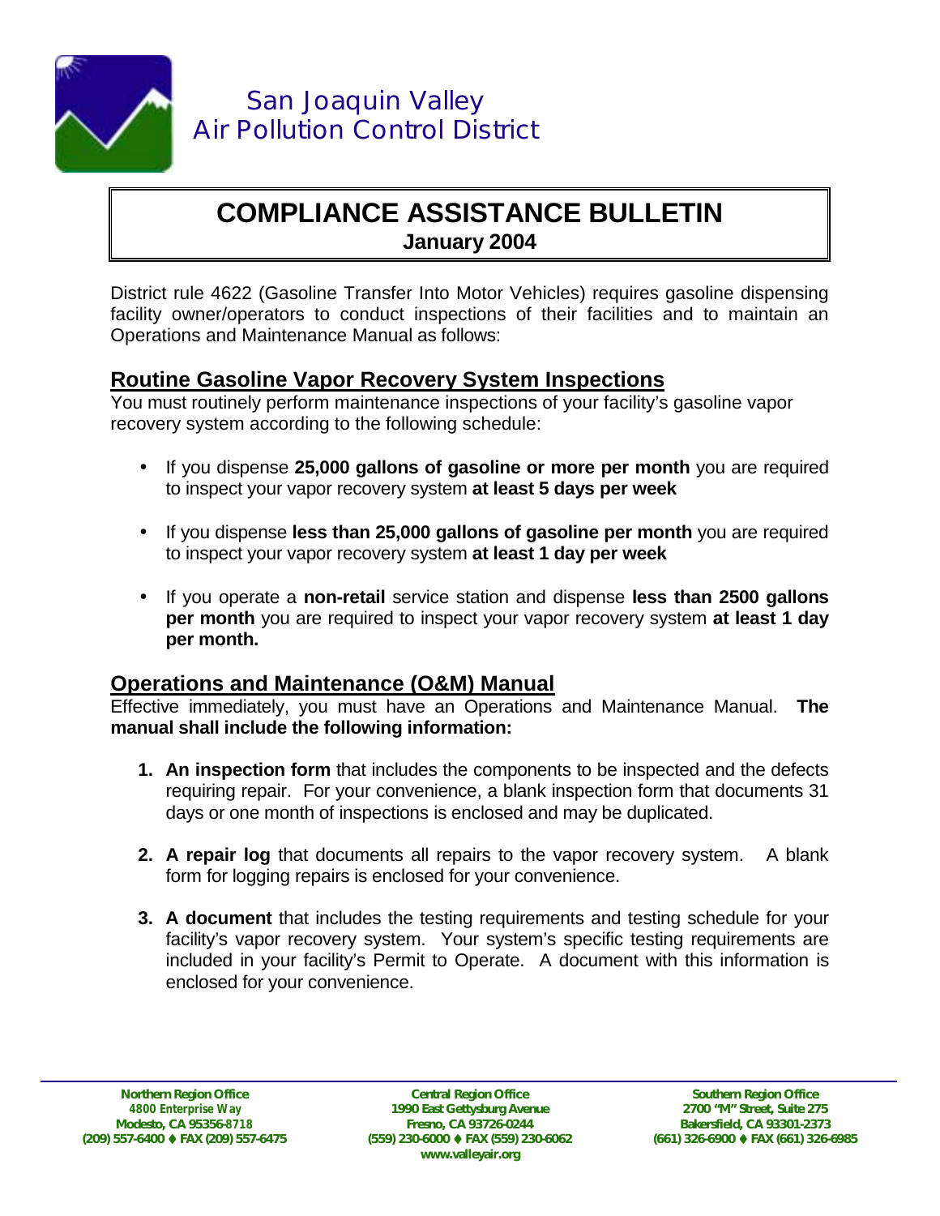San Joaquin Valley
Air Pollution Control District

# COMPLIANCE ASSISTANCE BULLETIN

**January 2004**

District rule 4622 (Gasoline Transfer Into Motor Vehicles) requires gasoline dispensing facility owner/operators to conduct inspections of their facilities and to maintain an Operations and Maintenance Manual as follows:

## Routine Gasoline Vapor Recovery System Inspections

You must routinely perform maintenance inspections of your facility's gasoline vapor recovery system according to the following schedule:

- If you dispense **25,000 gallons of gasoline or more per month** you are required to inspect your vapor recovery system **at least 5 days per week**
- If you dispense **less than 25,000 gallons of gasoline per month** you are required to inspect your vapor recovery system **at least 1 day per week**
- If you operate a **non-retail** service station and dispense **less than 2500 gallons per month** you are required to inspect your vapor recovery system **at least 1 day per month.**

## Operations and Maintenance (O&M) Manual

Effective immediately, you must have an Operations and Maintenance Manual. **The manual shall include the following information:**

1. **An inspection form** that includes the components to be inspected and the defects requiring repair. For your convenience, a blank inspection form that documents 31 days or one month of inspections is enclosed and may be duplicated.
2. **A repair log** that documents all repairs to the vapor recovery system. A blank form for logging repairs is enclosed for your convenience.
3. **A document** that includes the testing requirements and testing schedule for your facility's vapor recovery system. Your system's specific testing requirements are included in your facility's Permit to Operate. A document with this information is enclosed for your convenience.

**Northern Region Office**
4800 Enterprise Way
Modesto, CA 95356-8718
(209) 557-6400 ♦ FAX (209) 557-6475

**Central Region Office**
1990 East Gettysburg Avenue
Fresno, CA 93726-0244
(559) 230-6000 ♦ FAX (559) 230-6062
www.valleyair.org

**Southern Region Office**
2700 "M" Street, Suite 275
Bakersfield, CA 93301-2373
(661) 326-6900 ♦ FAX (661) 326-6985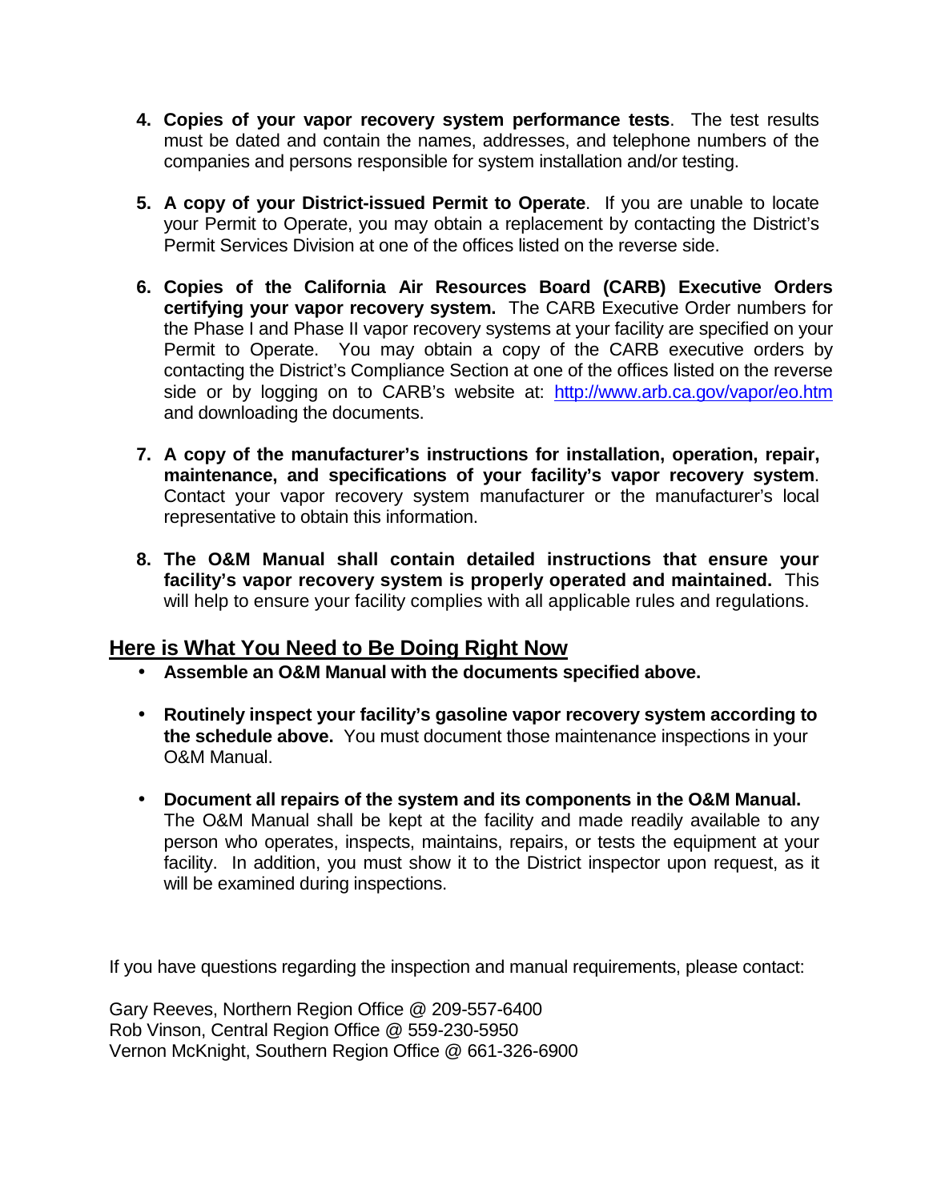4. **Copies of your vapor recovery system performance tests**. The test results must be dated and contain the names, addresses, and telephone numbers of the companies and persons responsible for system installation and/or testing.

5. **A copy of your District-issued Permit to Operate**. If you are unable to locate your Permit to Operate, you may obtain a replacement by contacting the District's Permit Services Division at one of the offices listed on the reverse side.

6. **Copies of the California Air Resources Board (CARB) Executive Orders certifying your vapor recovery system.** The CARB Executive Order numbers for the Phase I and Phase II vapor recovery systems at your facility are specified on your Permit to Operate. You may obtain a copy of the CARB executive orders by contacting the District's Compliance Section at one of the offices listed on the reverse side or by logging on to CARB's website at: http://www.arb.ca.gov/vapor/eo.htm and downloading the documents.

7. **A copy of the manufacturer's instructions for installation, operation, repair, maintenance, and specifications of your facility's vapor recovery system**. Contact your vapor recovery system manufacturer or the manufacturer's local representative to obtain this information.

8. **The O&M Manual shall contain detailed instructions that ensure your facility's vapor recovery system is properly operated and maintained.** This will help to ensure your facility complies with all applicable rules and regulations.

## Here is What You Need to Be Doing Right Now

- **Assemble an O&M Manual with the documents specified above.**

- **Routinely inspect your facility's gasoline vapor recovery system according to the schedule above.** You must document those maintenance inspections in your O&M Manual.

- **Document all repairs of the system and its components in the O&M Manual.** The O&M Manual shall be kept at the facility and made readily available to any person who operates, inspects, maintains, repairs, or tests the equipment at your facility. In addition, you must show it to the District inspector upon request, as it will be examined during inspections.

If you have questions regarding the inspection and manual requirements, please contact:

Gary Reeves, Northern Region Office @ 209-557-6400
Rob Vinson, Central Region Office @ 559-230-5950
Vernon McKnight, Southern Region Office @ 661-326-6900